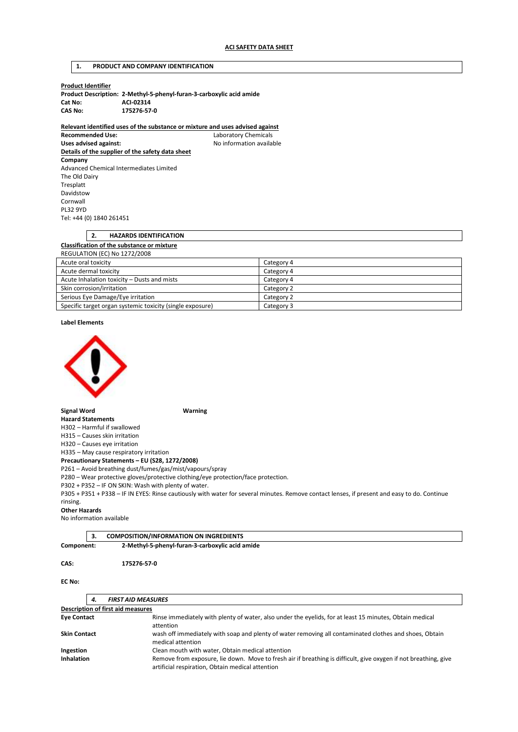**ACI SAFETY DATA SHEET**

## 1. PRODUCT AND COMPANY IDENTIFICATION

**Product Identifier**

**Product Description: 2-Methyl-5-phenyl-furan-3-carboxylic acid amide**
**Cat No: ACI-02314**
**CAS No: 175276-57-0**

**Relevant identified uses of the substance or mixture and uses advised against**

**Recommended Use:** Laboratory Chemicals
**Uses advised against:** No information available

**Details of the supplier of the safety data sheet**

**Company**
Advanced Chemical Intermediates Limited
The Old Dairy
Tresplatt
Davidstow
Cornwall
PL32 9YD
Tel: +44 (0) 1840 261451

## 2. HAZARDS IDENTIFICATION

**Classification of the substance or mixture**

REGULATION (EC) No 1272/2008

| | |
|---|---|
| Acute oral toxicity | Category 4 |
| Acute dermal toxicity | Category 4 |
| Acute Inhalation toxicity – Dusts and mists | Category 4 |
| Skin corrosion/irritation | Category 2 |
| Serious Eye Damage/Eye irritation | Category 2 |
| Specific target organ systemic toxicity (single exposure) | Category 3 |

**Label Elements**

**Signal Word** **Warning**

**Hazard Statements**

H302 – Harmful if swallowed
H315 – Causes skin irritation
H320 – Causes eye irritation
H335 – May cause respiratory irritation

**Precautionary Statements – EU (S28, 1272/2008)**

P261 – Avoid breathing dust/fumes/gas/mist/vapours/spray
P280 – Wear protective gloves/protective clothing/eye protection/face protection.
P302 + P352 – IF ON SKIN: Wash with plenty of water.
P305 + P351 + P338 – IF IN EYES: Rinse cautiously with water for several minutes. Remove contact lenses, if present and easy to do. Continue rinsing.

**Other Hazards**

No information available

## 3. COMPOSITION/INFORMATION ON INGREDIENTS

**Component: 2-Methyl-5-phenyl-furan-3-carboxylic acid amide**

**CAS: 175276-57-0**

**EC No:**

## *4. FIRST AID MEASURES*

**Description of first aid measures**

**Eye Contact** Rinse immediately with plenty of water, also under the eyelids, for at least 15 minutes, Obtain medical attention

**Skin Contact** wash off immediately with soap and plenty of water removing all contaminated clothes and shoes, Obtain medical attention

**Ingestion** Clean mouth with water, Obtain medical attention

**Inhalation** Remove from exposure, lie down. Move to fresh air if breathing is difficult, give oxygen if not breathing, give artificial respiration, Obtain medical attention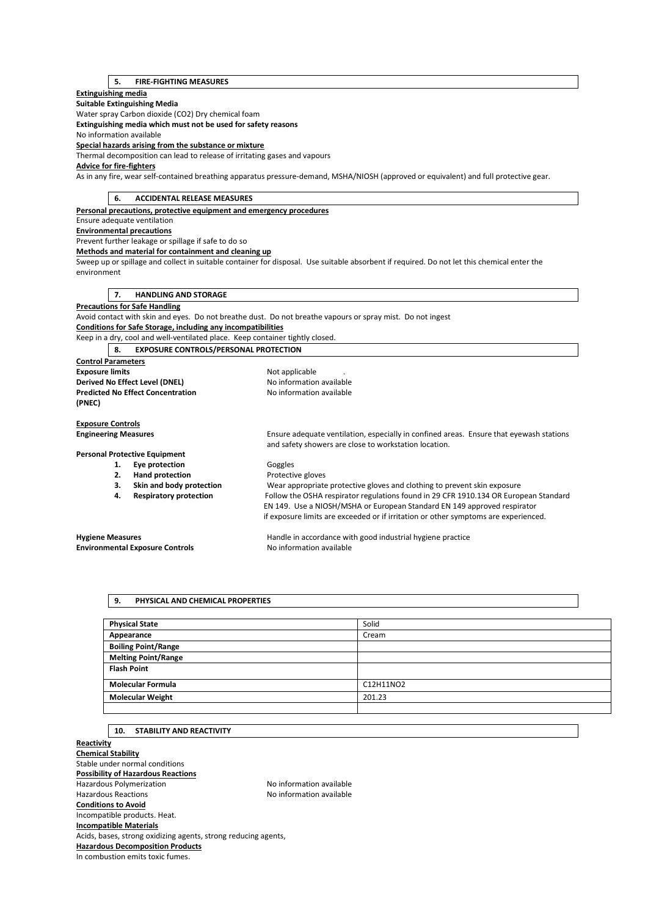## 5. FIRE-FIGHTING MEASURES

**Extinguishing media**

**Suitable Extinguishing Media**

Water spray Carbon dioxide ($CO_2$) Dry chemical foam

**Extinguishing media which must not be used for safety reasons**

No information available

**Special hazards arising from the substance or mixture**

Thermal decomposition can lead to release of irritating gases and vapours

**Advice for fire-fighters**

As in any fire, wear self-contained breathing apparatus pressure-demand, MSHA/NIOSH (approved or equivalent) and full protective gear.

## 6. ACCIDENTAL RELEASE MEASURES

**Personal precautions, protective equipment and emergency procedures**

Ensure adequate ventilation

**Environmental precautions**

Prevent further leakage or spillage if safe to do so

**Methods and material for containment and cleaning up**

Sweep up or spillage and collect in suitable container for disposal. Use suitable absorbent if required. Do not let this chemical enter the environment

## 7. HANDLING AND STORAGE

**Precautions for Safe Handling**

Avoid contact with skin and eyes. Do not breathe dust. Do not breathe vapours or spray mist. Do not ingest

**Conditions for Safe Storage, including any incompatibilities**

Keep in a dry, cool and well-ventilated place. Keep container tightly closed.

## 8. EXPOSURE CONTROLS/PERSONAL PROTECTION

**Control Parameters**

**Exposure limits** Not applicable .

**Derived No Effect Level (DNEL)** No information available

**Predicted No Effect Concentration (PNEC)** No information available

**Exposure Controls**

**Engineering Measures** Ensure adequate ventilation, especially in confined areas. Ensure that eyewash stations and safety showers are close to workstation location.

**Personal Protective Equipment**

1. **Eye protection** Goggles
2. **Hand protection** Protective gloves
3. **Skin and body protection** Wear appropriate protective gloves and clothing to prevent skin exposure
4. **Respiratory protection** Follow the OSHA respirator regulations found in 29 CFR 1910.134 OR European Standard EN 149. Use a NIOSH/MSHA or European Standard EN 149 approved respirator if exposure limits are exceeded or if irritation or other symptoms are experienced.

**Hygiene Measures** Handle in accordance with good industrial hygiene practice

**Environmental Exposure Controls** No information available

## 9. PHYSICAL AND CHEMICAL PROPERTIES

| **Physical State** | Solid |
|---|---|
| **Appearance** | Cream |
| **Boiling Point/Range** | |
| **Melting Point/Range** | |
| **Flash Point** | |
| **Molecular Formula** | $C_{12}H_{11}NO_2$ |
| **Molecular Weight** | 201.23 |
| | |

## 10. STABILITY AND REACTIVITY

**Reactivity**

**Chemical Stability**

Stable under normal conditions

**Possibility of Hazardous Reactions**

Hazardous Polymerization No information available

Hazardous Reactions No information available

**Conditions to Avoid**

Incompatible products. Heat.

**Incompatible Materials**

Acids, bases, strong oxidizing agents, strong reducing agents,

**Hazardous Decomposition Products**

In combustion emits toxic fumes.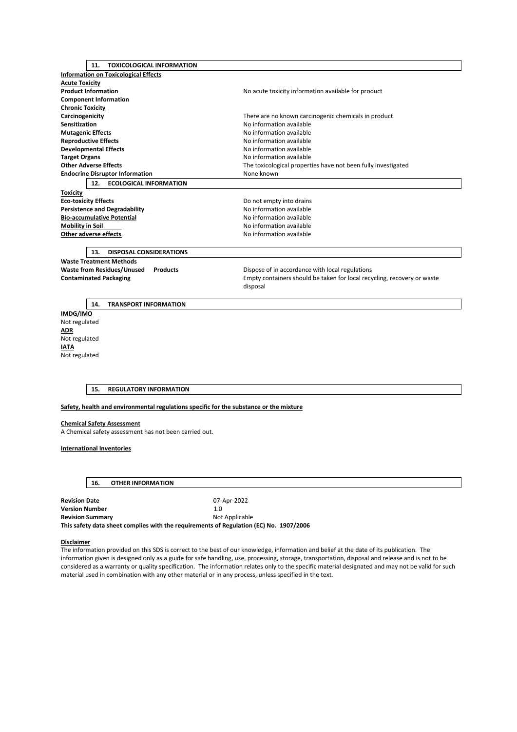## 11. TOXICOLOGICAL INFORMATION

**Information on Toxicological Effects**

**Acute Toxicity**

| | |
|---|---|
| **Product Information** | No acute toxicity information available for product |
| **Component Information** | |

**Chronic Toxicity**

| | |
|---|---|
| **Carcinogenicity** | There are no known carcinogenic chemicals in product |
| **Sensitization** | No information available |
| **Mutagenic Effects** | No information available |
| **Reproductive Effects** | No information available |
| **Developmental Effects** | No information available |
| **Target Organs** | No information available |
| **Other Adverse Effects** | The toxicological properties have not been fully investigated |
| **Endocrine Disruptor Information** | None known |

## 12. ECOLOGICAL INFORMATION

**Toxicity**

| | |
|---|---|
| **Eco-toxicity Effects** | Do not empty into drains |
| **Persistence and Degradability** | No information available |
| **Bio-accumulative Potential** | No information available |
| **Mobility in Soil** | No information available |
| **Other adverse effects** | No information available |

## 13. DISPOSAL CONSIDERATIONS

**Waste Treatment Methods**

| | |
|---|---|
| **Waste from Residues/Unused Products** | Dispose of in accordance with local regulations |
| **Contaminated Packaging** | Empty containers should be taken for local recycling, recovery or waste disposal |

## 14. TRANSPORT INFORMATION

**IMDG/IMO**
Not regulated

**ADR**
Not regulated

**IATA**
Not regulated

## 15. REGULATORY INFORMATION

**Safety, health and environmental regulations specific for the substance or the mixture**

**Chemical Safety Assessment**
A Chemical safety assessment has not been carried out.

**International Inventories**

## 16. OTHER INFORMATION

| | |
|---|---|
| **Revision Date** | 07-Apr-2022 |
| **Version Number** | 1.0 |
| **Revision Summary** | Not Applicable |

**This safety data sheet complies with the requirements of Regulation (EC) No. 1907/2006**

**Disclaimer**

The information provided on this SDS is correct to the best of our knowledge, information and belief at the date of its publication. The information given is designed only as a guide for safe handling, use, processing, storage, transportation, disposal and release and is not to be considered as a warranty or quality specification. The information relates only to the specific material designated and may not be valid for such material used in combination with any other material or in any process, unless specified in the text.